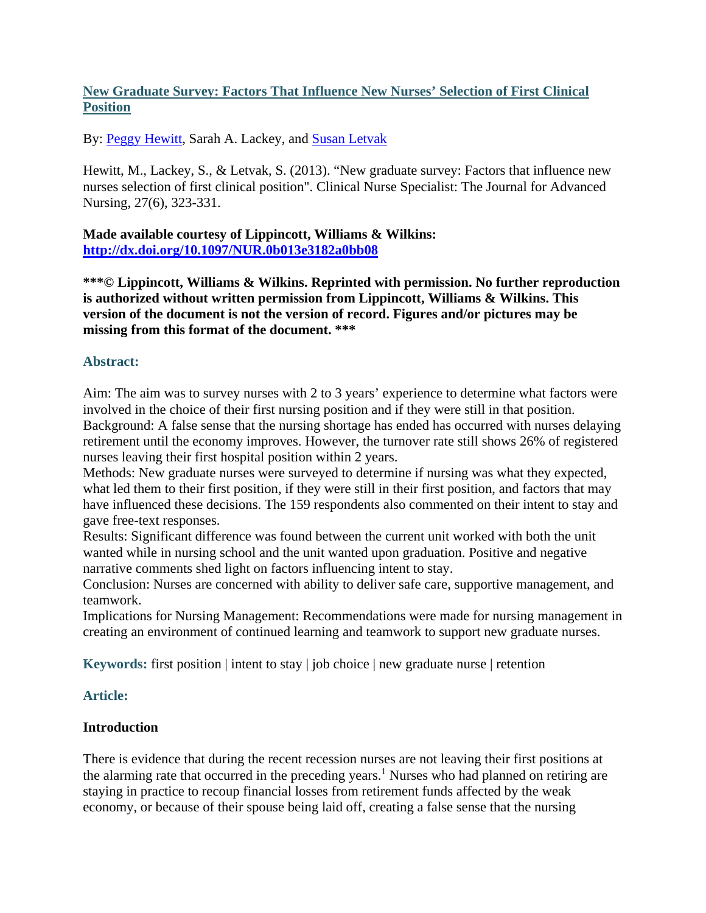# [New Graduate Survey: Factors That Influence New Nurses' Selection of First Clinical Position](#)

By: [Peggy Hewitt](#), Sarah A. Lackey, and [Susan Letvak](#)

Hewitt, M., Lackey, S., & Letvak, S. (2013). "New graduate survey: Factors that influence new nurses selection of first clinical position". Clinical Nurse Specialist: The Journal for Advanced Nursing, 27(6), 323-331.

**Made available courtesy of Lippincott, Williams & Wilkins:**
**[http://dx.doi.org/10.1097/NUR.0b013e3182a0bb08](http://dx.doi.org/10.1097/NUR.0b013e3182a0bb08)**

**\*\*\*© Lippincott, Williams & Wilkins. Reprinted with permission. No further reproduction is authorized without written permission from Lippincott, Williams & Wilkins. This version of the document is not the version of record. Figures and/or pictures may be missing from this format of the document. \*\*\***

## Abstract:

Aim: The aim was to survey nurses with 2 to 3 years' experience to determine what factors were involved in the choice of their first nursing position and if they were still in that position.
Background: A false sense that the nursing shortage has ended has occurred with nurses delaying retirement until the economy improves. However, the turnover rate still shows 26% of registered nurses leaving their first hospital position within 2 years.
Methods: New graduate nurses were surveyed to determine if nursing was what they expected, what led them to their first position, if they were still in their first position, and factors that may have influenced these decisions. The 159 respondents also commented on their intent to stay and gave free-text responses.
Results: Significant difference was found between the current unit worked with both the unit wanted while in nursing school and the unit wanted upon graduation. Positive and negative narrative comments shed light on factors influencing intent to stay.
Conclusion: Nurses are concerned with ability to deliver safe care, supportive management, and teamwork.
Implications for Nursing Management: Recommendations were made for nursing management in creating an environment of continued learning and teamwork to support new graduate nurses.

**Keywords:** first position | intent to stay | job choice | new graduate nurse | retention

## Article:

### Introduction

There is evidence that during the recent recession nurses are not leaving their first positions at the alarming rate that occurred in the preceding years.[1] Nurses who had planned on retiring are staying in practice to recoup financial losses from retirement funds affected by the weak economy, or because of their spouse being laid off, creating a false sense that the nursing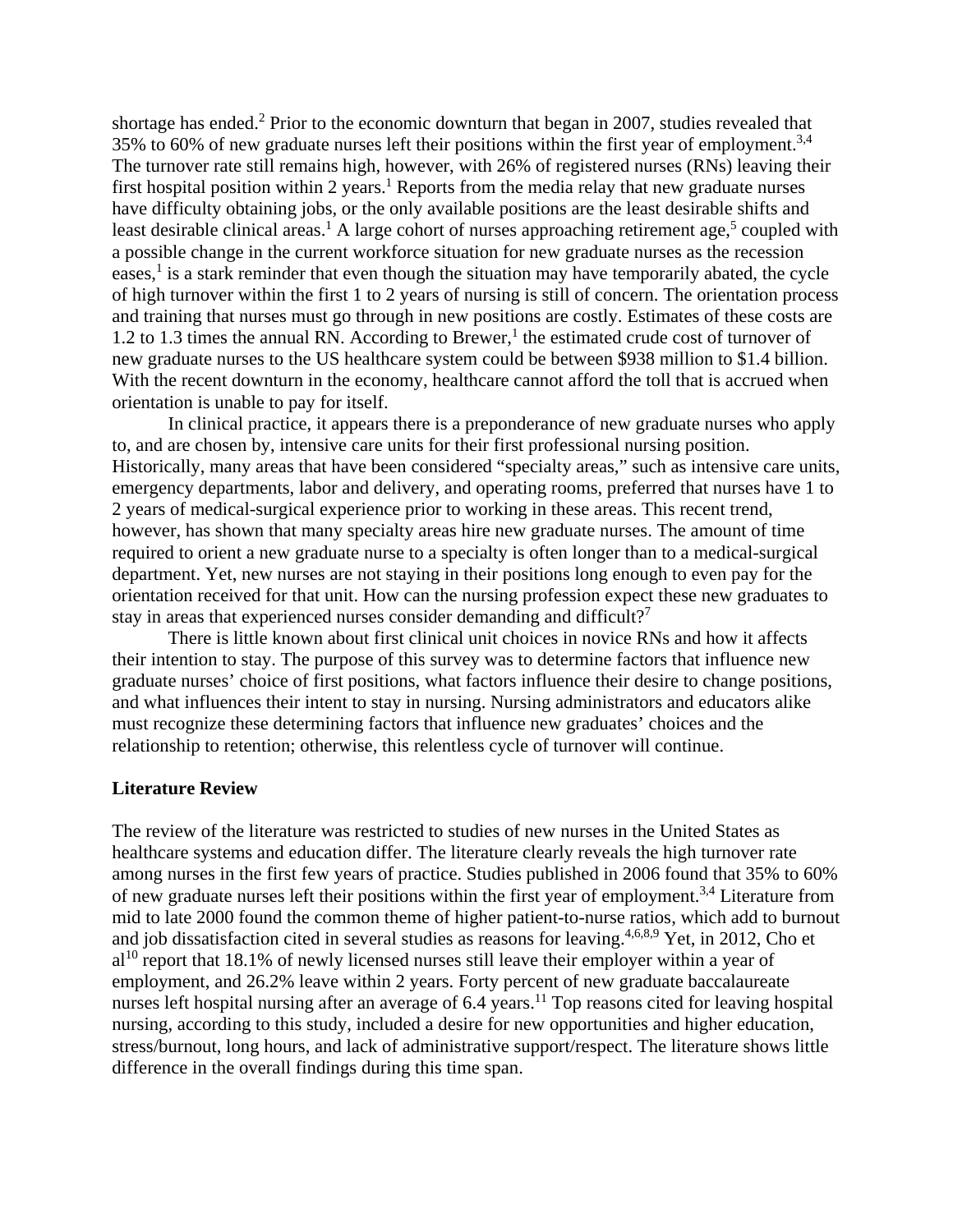shortage has ended.[2] Prior to the economic downturn that began in 2007, studies revealed that 35% to 60% of new graduate nurses left their positions within the first year of employment.[3,4] The turnover rate still remains high, however, with 26% of registered nurses (RNs) leaving their first hospital position within 2 years.[1] Reports from the media relay that new graduate nurses have difficulty obtaining jobs, or the only available positions are the least desirable shifts and least desirable clinical areas.[1] A large cohort of nurses approaching retirement age,[5] coupled with a possible change in the current workforce situation for new graduate nurses as the recession eases,[1] is a stark reminder that even though the situation may have temporarily abated, the cycle of high turnover within the first 1 to 2 years of nursing is still of concern. The orientation process and training that nurses must go through in new positions are costly. Estimates of these costs are 1.2 to 1.3 times the annual RN. According to Brewer,[1] the estimated crude cost of turnover of new graduate nurses to the US healthcare system could be between $938 million to $1.4 billion. With the recent downturn in the economy, healthcare cannot afford the toll that is accrued when orientation is unable to pay for itself.

In clinical practice, it appears there is a preponderance of new graduate nurses who apply to, and are chosen by, intensive care units for their first professional nursing position. Historically, many areas that have been considered "specialty areas," such as intensive care units, emergency departments, labor and delivery, and operating rooms, preferred that nurses have 1 to 2 years of medical-surgical experience prior to working in these areas. This recent trend, however, has shown that many specialty areas hire new graduate nurses. The amount of time required to orient a new graduate nurse to a specialty is often longer than to a medical-surgical department. Yet, new nurses are not staying in their positions long enough to even pay for the orientation received for that unit. How can the nursing profession expect these new graduates to stay in areas that experienced nurses consider demanding and difficult?[7]

There is little known about first clinical unit choices in novice RNs and how it affects their intention to stay. The purpose of this survey was to determine factors that influence new graduate nurses' choice of first positions, what factors influence their desire to change positions, and what influences their intent to stay in nursing. Nursing administrators and educators alike must recognize these determining factors that influence new graduates' choices and the relationship to retention; otherwise, this relentless cycle of turnover will continue.

## Literature Review

The review of the literature was restricted to studies of new nurses in the United States as healthcare systems and education differ. The literature clearly reveals the high turnover rate among nurses in the first few years of practice. Studies published in 2006 found that 35% to 60% of new graduate nurses left their positions within the first year of employment.[3,4] Literature from mid to late 2000 found the common theme of higher patient-to-nurse ratios, which add to burnout and job dissatisfaction cited in several studies as reasons for leaving.[4,6,8,9] Yet, in 2012, Cho et al[10] report that 18.1% of newly licensed nurses still leave their employer within a year of employment, and 26.2% leave within 2 years. Forty percent of new graduate baccalaureate nurses left hospital nursing after an average of 6.4 years.[11] Top reasons cited for leaving hospital nursing, according to this study, included a desire for new opportunities and higher education, stress/burnout, long hours, and lack of administrative support/respect. The literature shows little difference in the overall findings during this time span.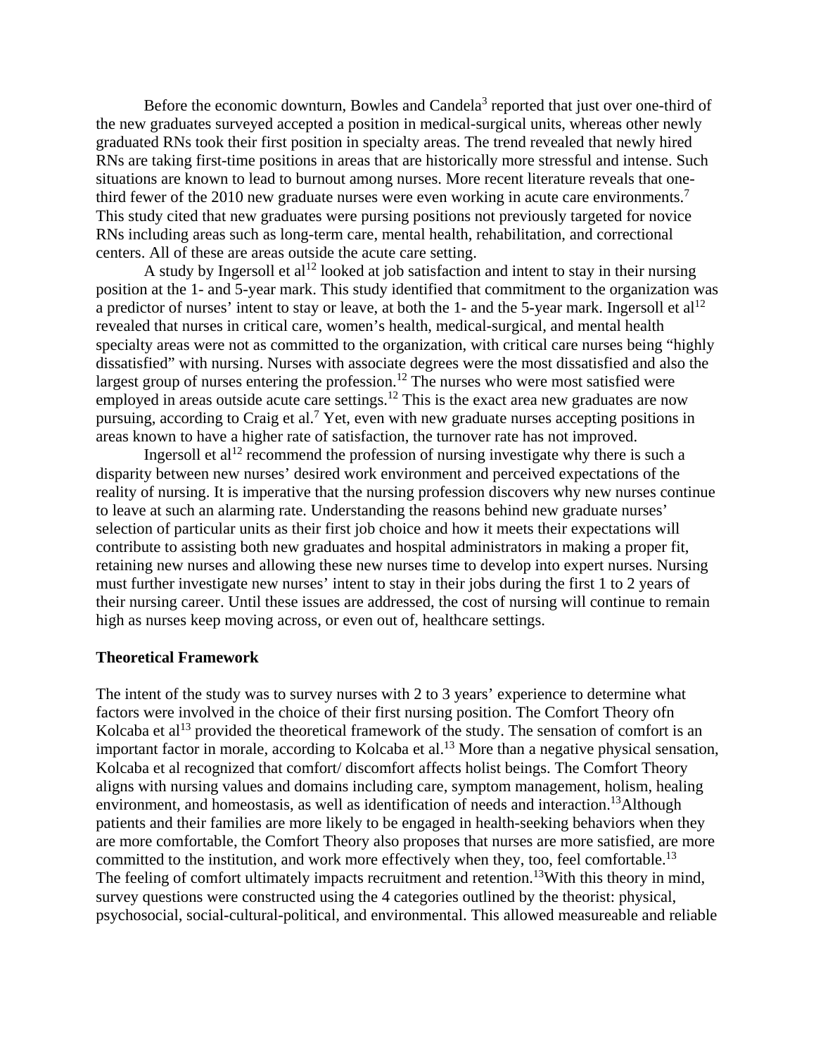Before the economic downturn, Bowles and Candela[3] reported that just over one-third of the new graduates surveyed accepted a position in medical-surgical units, whereas other newly graduated RNs took their first position in specialty areas. The trend revealed that newly hired RNs are taking first-time positions in areas that are historically more stressful and intense. Such situations are known to lead to burnout among nurses. More recent literature reveals that one-third fewer of the 2010 new graduate nurses were even working in acute care environments.[7] This study cited that new graduates were pursing positions not previously targeted for novice RNs including areas such as long-term care, mental health, rehabilitation, and correctional centers. All of these are areas outside the acute care setting.

A study by Ingersoll et al[12] looked at job satisfaction and intent to stay in their nursing position at the 1- and 5-year mark. This study identified that commitment to the organization was a predictor of nurses' intent to stay or leave, at both the 1- and the 5-year mark. Ingersoll et al[12] revealed that nurses in critical care, women's health, medical-surgical, and mental health specialty areas were not as committed to the organization, with critical care nurses being "highly dissatisfied" with nursing. Nurses with associate degrees were the most dissatisfied and also the largest group of nurses entering the profession.[12] The nurses who were most satisfied were employed in areas outside acute care settings.[12] This is the exact area new graduates are now pursuing, according to Craig et al.[7] Yet, even with new graduate nurses accepting positions in areas known to have a higher rate of satisfaction, the turnover rate has not improved.

Ingersoll et al[12] recommend the profession of nursing investigate why there is such a disparity between new nurses' desired work environment and perceived expectations of the reality of nursing. It is imperative that the nursing profession discovers why new nurses continue to leave at such an alarming rate. Understanding the reasons behind new graduate nurses' selection of particular units as their first job choice and how it meets their expectations will contribute to assisting both new graduates and hospital administrators in making a proper fit, retaining new nurses and allowing these new nurses time to develop into expert nurses. Nursing must further investigate new nurses' intent to stay in their jobs during the first 1 to 2 years of their nursing career. Until these issues are addressed, the cost of nursing will continue to remain high as nurses keep moving across, or even out of, healthcare settings.

**Theoretical Framework**

The intent of the study was to survey nurses with 2 to 3 years' experience to determine what factors were involved in the choice of their first nursing position. The Comfort Theory ofn Kolcaba et al[13] provided the theoretical framework of the study. The sensation of comfort is an important factor in morale, according to Kolcaba et al.[13] More than a negative physical sensation, Kolcaba et al recognized that comfort/ discomfort affects holist beings. The Comfort Theory aligns with nursing values and domains including care, symptom management, holism, healing environment, and homeostasis, as well as identification of needs and interaction.[13]Although patients and their families are more likely to be engaged in health-seeking behaviors when they are more comfortable, the Comfort Theory also proposes that nurses are more satisfied, are more committed to the institution, and work more effectively when they, too, feel comfortable.[13] The feeling of comfort ultimately impacts recruitment and retention.[13]With this theory in mind, survey questions were constructed using the 4 categories outlined by the theorist: physical, psychosocial, social-cultural-political, and environmental. This allowed measureable and reliable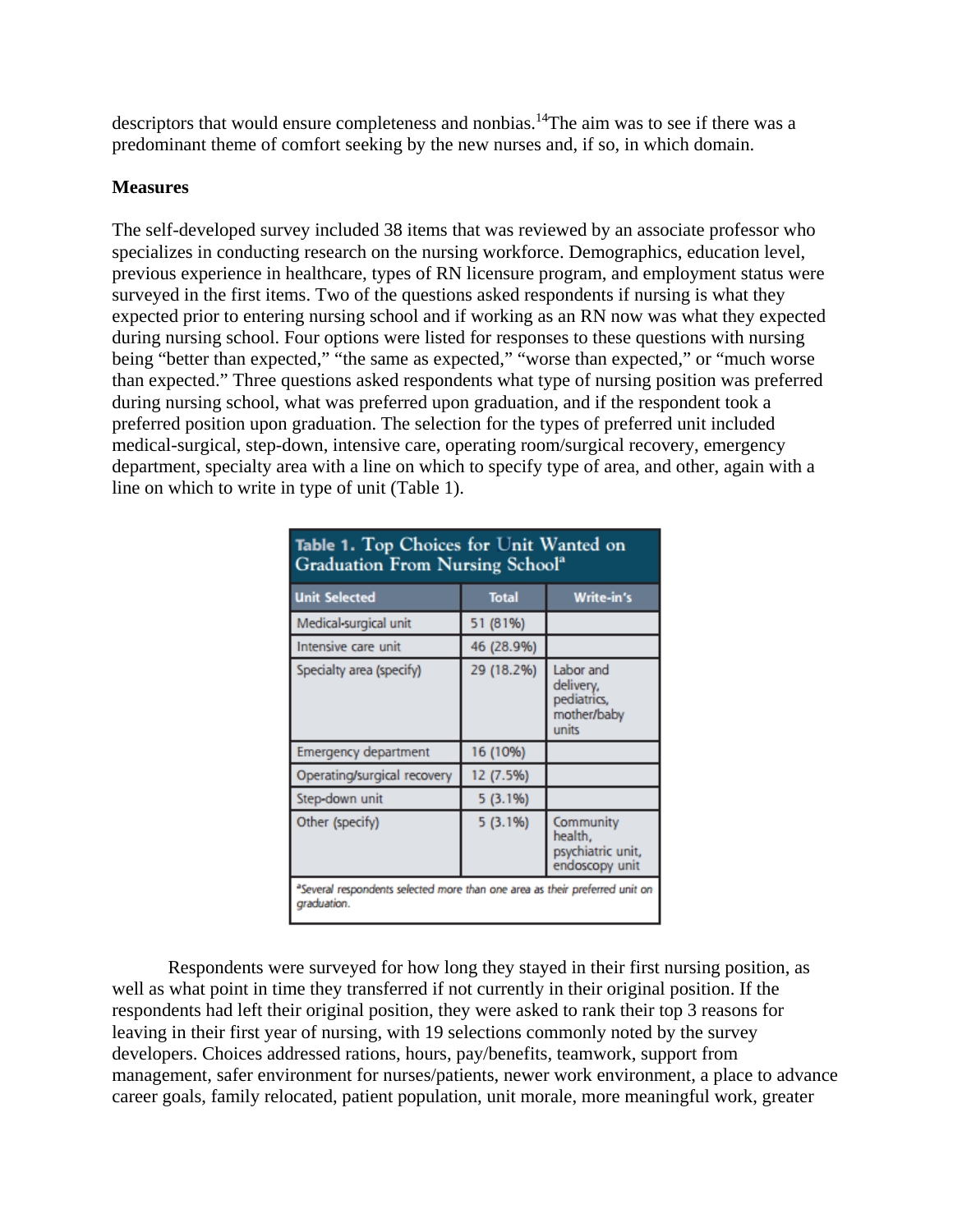descriptors that would ensure completeness and nonbias.[14]The aim was to see if there was a predominant theme of comfort seeking by the new nurses and, if so, in which domain.

**Measures**

The self-developed survey included 38 items that was reviewed by an associate professor who specializes in conducting research on the nursing workforce. Demographics, education level, previous experience in healthcare, types of RN licensure program, and employment status were surveyed in the first items. Two of the questions asked respondents if nursing is what they expected prior to entering nursing school and if working as an RN now was what they expected during nursing school. Four options were listed for responses to these questions with nursing being "better than expected," "the same as expected," "worse than expected," or "much worse than expected." Three questions asked respondents what type of nursing position was preferred during nursing school, what was preferred upon graduation, and if the respondent took a preferred position upon graduation. The selection for the types of preferred unit included medical-surgical, step-down, intensive care, operating room/surgical recovery, emergency department, specialty area with a line on which to specify type of area, and other, again with a line on which to write in type of unit (Table 1).

**Table 1. Top Choices for Unit Wanted on Graduation From Nursing School[a]**

| Unit Selected | Total | Write-in's |
|---|---|---|
| Medical-surgical unit | 51 (81%) | |
| Intensive care unit | 46 (28.9%) | |
| Specialty area (specify) | 29 (18.2%) | Labor and delivery, pediatrics, mother/baby units |
| Emergency department | 16 (10%) | |
| Operating/surgical recovery | 12 (7.5%) | |
| Step-down unit | 5 (3.1%) | |
| Other (specify) | 5 (3.1%) | Community health, psychiatric unit, endoscopy unit |

[a]Several respondents selected more than one area as their preferred unit on graduation.

Respondents were surveyed for how long they stayed in their first nursing position, as well as what point in time they transferred if not currently in their original position. If the respondents had left their original position, they were asked to rank their top 3 reasons for leaving in their first year of nursing, with 19 selections commonly noted by the survey developers. Choices addressed rations, hours, pay/benefits, teamwork, support from management, safer environment for nurses/patients, newer work environment, a place to advance career goals, family relocated, patient population, unit morale, more meaningful work, greater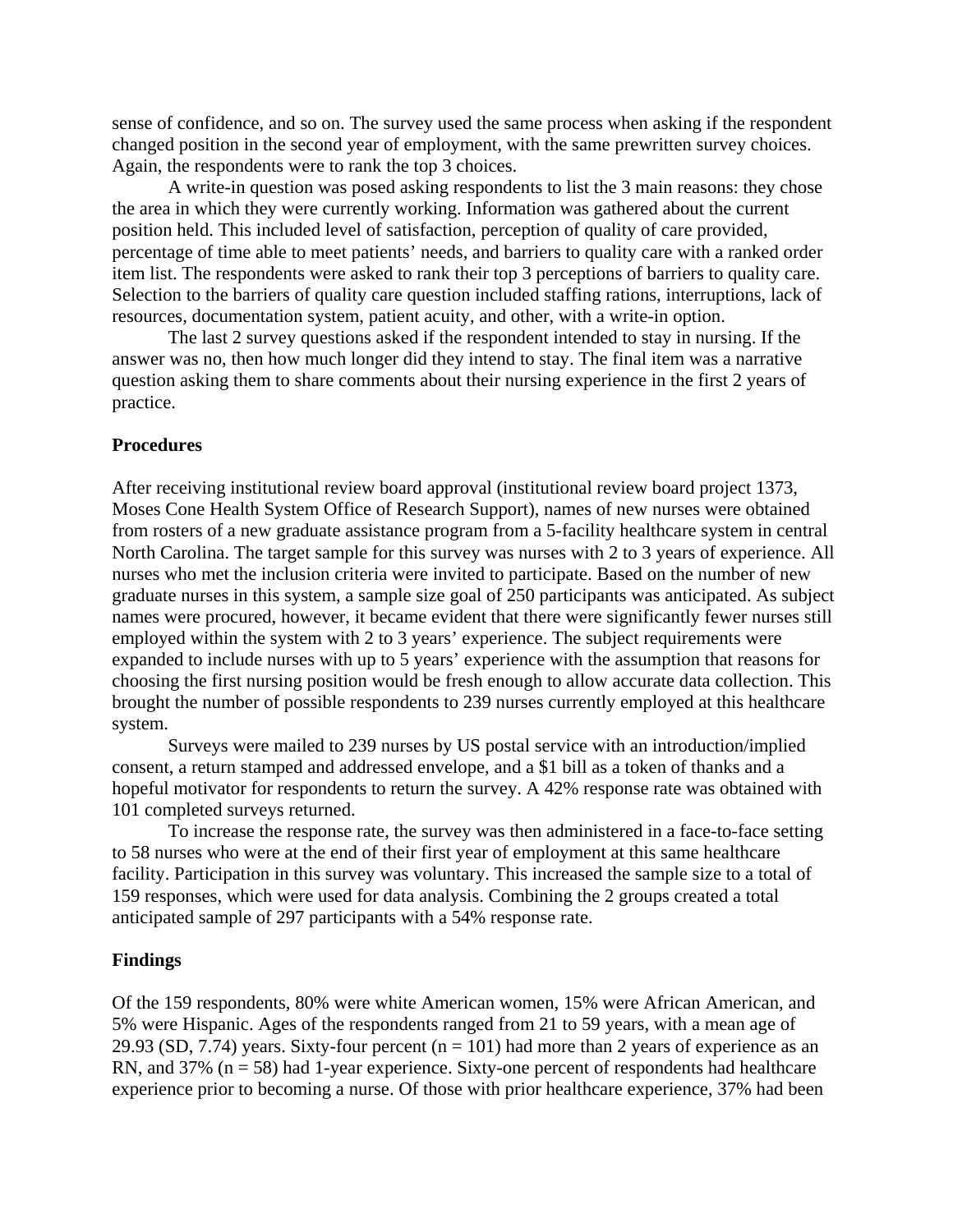sense of confidence, and so on. The survey used the same process when asking if the respondent changed position in the second year of employment, with the same prewritten survey choices. Again, the respondents were to rank the top 3 choices.

A write-in question was posed asking respondents to list the 3 main reasons: they chose the area in which they were currently working. Information was gathered about the current position held. This included level of satisfaction, perception of quality of care provided, percentage of time able to meet patients' needs, and barriers to quality care with a ranked order item list. The respondents were asked to rank their top 3 perceptions of barriers to quality care. Selection to the barriers of quality care question included staffing rations, interruptions, lack of resources, documentation system, patient acuity, and other, with a write-in option.

The last 2 survey questions asked if the respondent intended to stay in nursing. If the answer was no, then how much longer did they intend to stay. The final item was a narrative question asking them to share comments about their nursing experience in the first 2 years of practice.

### Procedures

After receiving institutional review board approval (institutional review board project 1373, Moses Cone Health System Office of Research Support), names of new nurses were obtained from rosters of a new graduate assistance program from a 5-facility healthcare system in central North Carolina. The target sample for this survey was nurses with 2 to 3 years of experience. All nurses who met the inclusion criteria were invited to participate. Based on the number of new graduate nurses in this system, a sample size goal of 250 participants was anticipated. As subject names were procured, however, it became evident that there were significantly fewer nurses still employed within the system with 2 to 3 years' experience. The subject requirements were expanded to include nurses with up to 5 years' experience with the assumption that reasons for choosing the first nursing position would be fresh enough to allow accurate data collection. This brought the number of possible respondents to 239 nurses currently employed at this healthcare system.

Surveys were mailed to 239 nurses by US postal service with an introduction/implied consent, a return stamped and addressed envelope, and a $1 bill as a token of thanks and a hopeful motivator for respondents to return the survey. A 42% response rate was obtained with 101 completed surveys returned.

To increase the response rate, the survey was then administered in a face-to-face setting to 58 nurses who were at the end of their first year of employment at this same healthcare facility. Participation in this survey was voluntary. This increased the sample size to a total of 159 responses, which were used for data analysis. Combining the 2 groups created a total anticipated sample of 297 participants with a 54% response rate.

### Findings

Of the 159 respondents, 80% were white American women, 15% were African American, and 5% were Hispanic. Ages of the respondents ranged from 21 to 59 years, with a mean age of 29.93 (SD, 7.74) years. Sixty-four percent ($n = 101$) had more than 2 years of experience as an RN, and 37% ($n = 58$) had 1-year experience. Sixty-one percent of respondents had healthcare experience prior to becoming a nurse. Of those with prior healthcare experience, 37% had been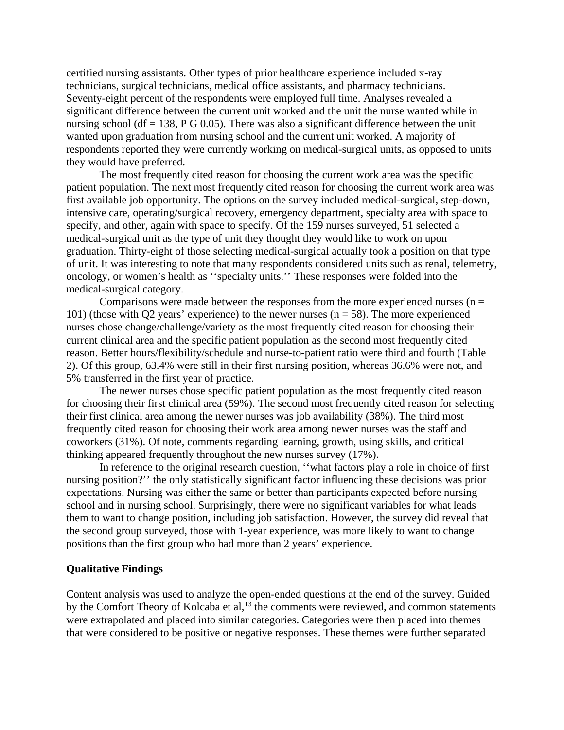certified nursing assistants. Other types of prior healthcare experience included x-ray technicians, surgical technicians, medical office assistants, and pharmacy technicians. Seventy-eight percent of the respondents were employed full time. Analyses revealed a significant difference between the current unit worked and the unit the nurse wanted while in nursing school (df = 138, P G 0.05). There was also a significant difference between the unit wanted upon graduation from nursing school and the current unit worked. A majority of respondents reported they were currently working on medical-surgical units, as opposed to units they would have preferred.

The most frequently cited reason for choosing the current work area was the specific patient population. The next most frequently cited reason for choosing the current work area was first available job opportunity. The options on the survey included medical-surgical, step-down, intensive care, operating/surgical recovery, emergency department, specialty area with space to specify, and other, again with space to specify. Of the 159 nurses surveyed, 51 selected a medical-surgical unit as the type of unit they thought they would like to work on upon graduation. Thirty-eight of those selecting medical-surgical actually took a position on that type of unit. It was interesting to note that many respondents considered units such as renal, telemetry, oncology, or women's health as ''specialty units.'' These responses were folded into the medical-surgical category.

Comparisons were made between the responses from the more experienced nurses (n = 101) (those with Q2 years' experience) to the newer nurses (n = 58). The more experienced nurses chose change/challenge/variety as the most frequently cited reason for choosing their current clinical area and the specific patient population as the second most frequently cited reason. Better hours/flexibility/schedule and nurse-to-patient ratio were third and fourth (Table 2). Of this group, 63.4% were still in their first nursing position, whereas 36.6% were not, and 5% transferred in the first year of practice.

The newer nurses chose specific patient population as the most frequently cited reason for choosing their first clinical area (59%). The second most frequently cited reason for selecting their first clinical area among the newer nurses was job availability (38%). The third most frequently cited reason for choosing their work area among newer nurses was the staff and coworkers (31%). Of note, comments regarding learning, growth, using skills, and critical thinking appeared frequently throughout the new nurses survey (17%).

In reference to the original research question, ''what factors play a role in choice of first nursing position?'' the only statistically significant factor influencing these decisions was prior expectations. Nursing was either the same or better than participants expected before nursing school and in nursing school. Surprisingly, there were no significant variables for what leads them to want to change position, including job satisfaction. However, the survey did reveal that the second group surveyed, those with 1-year experience, was more likely to want to change positions than the first group who had more than 2 years' experience.

### Qualitative Findings

Content analysis was used to analyze the open-ended questions at the end of the survey. Guided by the Comfort Theory of Kolcaba et al,[13] the comments were reviewed, and common statements were extrapolated and placed into similar categories. Categories were then placed into themes that were considered to be positive or negative responses. These themes were further separated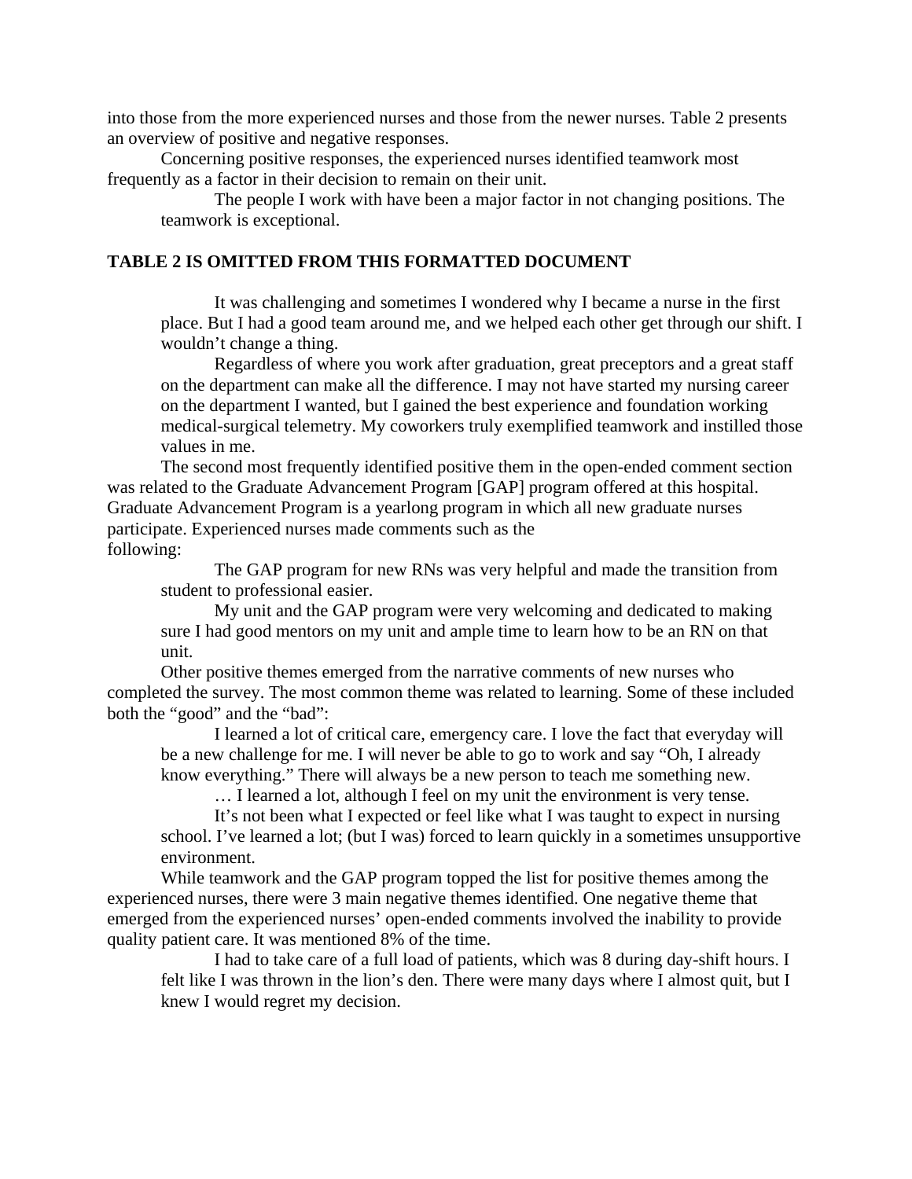into those from the more experienced nurses and those from the newer nurses. Table 2 presents an overview of positive and negative responses.

Concerning positive responses, the experienced nurses identified teamwork most frequently as a factor in their decision to remain on their unit.

> The people I work with have been a major factor in not changing positions. The teamwork is exceptional.

**TABLE 2 IS OMITTED FROM THIS FORMATTED DOCUMENT**

> It was challenging and sometimes I wondered why I became a nurse in the first place. But I had a good team around me, and we helped each other get through our shift. I wouldn't change a thing.
>
> Regardless of where you work after graduation, great preceptors and a great staff on the department can make all the difference. I may not have started my nursing career on the department I wanted, but I gained the best experience and foundation working medical-surgical telemetry. My coworkers truly exemplified teamwork and instilled those values in me.

The second most frequently identified positive them in the open-ended comment section was related to the Graduate Advancement Program [GAP] program offered at this hospital. Graduate Advancement Program is a yearlong program in which all new graduate nurses participate. Experienced nurses made comments such as the following:

> The GAP program for new RNs was very helpful and made the transition from student to professional easier.
>
> My unit and the GAP program were very welcoming and dedicated to making sure I had good mentors on my unit and ample time to learn how to be an RN on that unit.

Other positive themes emerged from the narrative comments of new nurses who completed the survey. The most common theme was related to learning. Some of these included both the "good" and the "bad":

> I learned a lot of critical care, emergency care. I love the fact that everyday will be a new challenge for me. I will never be able to go to work and say "Oh, I already know everything." There will always be a new person to teach me something new.
>
> … I learned a lot, although I feel on my unit the environment is very tense.
>
> It's not been what I expected or feel like what I was taught to expect in nursing school. I've learned a lot; (but I was) forced to learn quickly in a sometimes unsupportive environment.

While teamwork and the GAP program topped the list for positive themes among the experienced nurses, there were 3 main negative themes identified. One negative theme that emerged from the experienced nurses' open-ended comments involved the inability to provide quality patient care. It was mentioned 8% of the time.

> I had to take care of a full load of patients, which was 8 during day-shift hours. I felt like I was thrown in the lion's den. There were many days where I almost quit, but I knew I would regret my decision.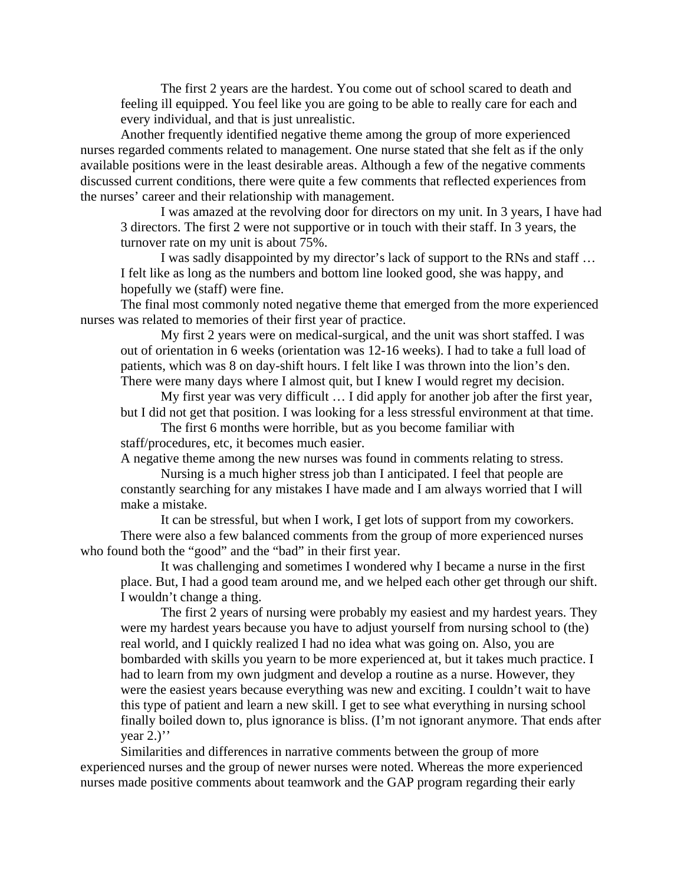> The first 2 years are the hardest. You come out of school scared to death and feeling ill equipped. You feel like you are going to be able to really care for each and every individual, and that is just unrealistic.

Another frequently identified negative theme among the group of more experienced nurses regarded comments related to management. One nurse stated that she felt as if the only available positions were in the least desirable areas. Although a few of the negative comments discussed current conditions, there were quite a few comments that reflected experiences from the nurses' career and their relationship with management.

> I was amazed at the revolving door for directors on my unit. In 3 years, I have had 3 directors. The first 2 were not supportive or in touch with their staff. In 3 years, the turnover rate on my unit is about 75%.

> I was sadly disappointed by my director's lack of support to the RNs and staff … I felt like as long as the numbers and bottom line looked good, she was happy, and hopefully we (staff) were fine.

The final most commonly noted negative theme that emerged from the more experienced nurses was related to memories of their first year of practice.

> My first 2 years were on medical-surgical, and the unit was short staffed. I was out of orientation in 6 weeks (orientation was 12-16 weeks). I had to take a full load of patients, which was 8 on day-shift hours. I felt like I was thrown into the lion's den. There were many days where I almost quit, but I knew I would regret my decision.

> My first year was very difficult … I did apply for another job after the first year, but I did not get that position. I was looking for a less stressful environment at that time.

> The first 6 months were horrible, but as you become familiar with staff/procedures, etc, it becomes much easier.

A negative theme among the new nurses was found in comments relating to stress.

> Nursing is a much higher stress job than I anticipated. I feel that people are constantly searching for any mistakes I have made and I am always worried that I will make a mistake.

> It can be stressful, but when I work, I get lots of support from my coworkers.

There were also a few balanced comments from the group of more experienced nurses who found both the "good" and the "bad" in their first year.

> It was challenging and sometimes I wondered why I became a nurse in the first place. But, I had a good team around me, and we helped each other get through our shift. I wouldn't change a thing.

> The first 2 years of nursing were probably my easiest and my hardest years. They were my hardest years because you have to adjust yourself from nursing school to (the) real world, and I quickly realized I had no idea what was going on. Also, you are bombarded with skills you yearn to be more experienced at, but it takes much practice. I had to learn from my own judgment and develop a routine as a nurse. However, they were the easiest years because everything was new and exciting. I couldn't wait to have this type of patient and learn a new skill. I get to see what everything in nursing school finally boiled down to, plus ignorance is bliss. (I'm not ignorant anymore. That ends after year 2.)''

Similarities and differences in narrative comments between the group of more experienced nurses and the group of newer nurses were noted. Whereas the more experienced nurses made positive comments about teamwork and the GAP program regarding their early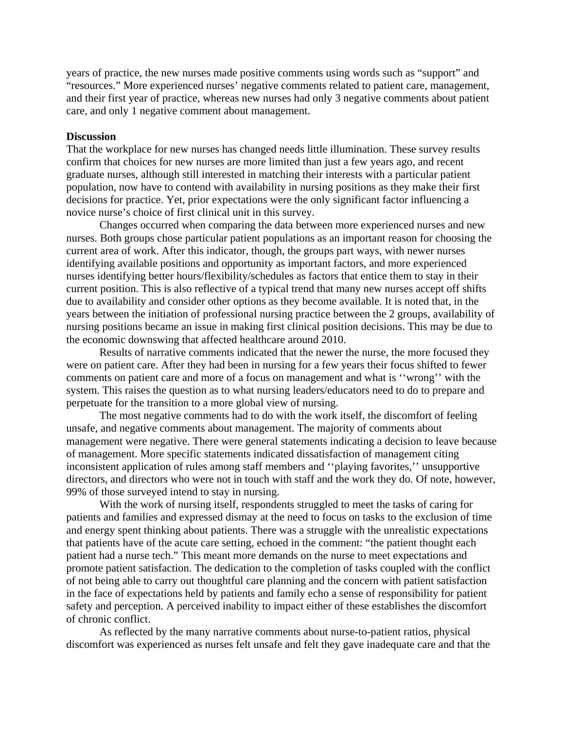years of practice, the new nurses made positive comments using words such as "support" and "resources." More experienced nurses' negative comments related to patient care, management, and their first year of practice, whereas new nurses had only 3 negative comments about patient care, and only 1 negative comment about management.

**Discussion**

That the workplace for new nurses has changed needs little illumination. These survey results confirm that choices for new nurses are more limited than just a few years ago, and recent graduate nurses, although still interested in matching their interests with a particular patient population, now have to contend with availability in nursing positions as they make their first decisions for practice. Yet, prior expectations were the only significant factor influencing a novice nurse's choice of first clinical unit in this survey.

Changes occurred when comparing the data between more experienced nurses and new nurses. Both groups chose particular patient populations as an important reason for choosing the current area of work. After this indicator, though, the groups part ways, with newer nurses identifying available positions and opportunity as important factors, and more experienced nurses identifying better hours/flexibility/schedules as factors that entice them to stay in their current position. This is also reflective of a typical trend that many new nurses accept off shifts due to availability and consider other options as they become available. It is noted that, in the years between the initiation of professional nursing practice between the 2 groups, availability of nursing positions became an issue in making first clinical position decisions. This may be due to the economic downswing that affected healthcare around 2010.

Results of narrative comments indicated that the newer the nurse, the more focused they were on patient care. After they had been in nursing for a few years their focus shifted to fewer comments on patient care and more of a focus on management and what is ''wrong'' with the system. This raises the question as to what nursing leaders/educators need to do to prepare and perpetuate for the transition to a more global view of nursing.

The most negative comments had to do with the work itself, the discomfort of feeling unsafe, and negative comments about management. The majority of comments about management were negative. There were general statements indicating a decision to leave because of management. More specific statements indicated dissatisfaction of management citing inconsistent application of rules among staff members and ''playing favorites,'' unsupportive directors, and directors who were not in touch with staff and the work they do. Of note, however, 99% of those surveyed intend to stay in nursing.

With the work of nursing itself, respondents struggled to meet the tasks of caring for patients and families and expressed dismay at the need to focus on tasks to the exclusion of time and energy spent thinking about patients. There was a struggle with the unrealistic expectations that patients have of the acute care setting, echoed in the comment: "the patient thought each patient had a nurse tech." This meant more demands on the nurse to meet expectations and promote patient satisfaction. The dedication to the completion of tasks coupled with the conflict of not being able to carry out thoughtful care planning and the concern with patient satisfaction in the face of expectations held by patients and family echo a sense of responsibility for patient safety and perception. A perceived inability to impact either of these establishes the discomfort of chronic conflict.

As reflected by the many narrative comments about nurse-to-patient ratios, physical discomfort was experienced as nurses felt unsafe and felt they gave inadequate care and that the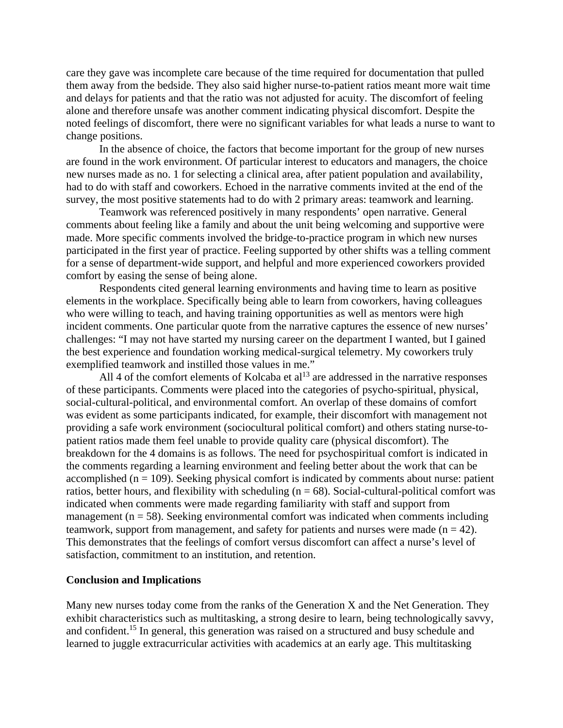care they gave was incomplete care because of the time required for documentation that pulled them away from the bedside. They also said higher nurse-to-patient ratios meant more wait time and delays for patients and that the ratio was not adjusted for acuity. The discomfort of feeling alone and therefore unsafe was another comment indicating physical discomfort. Despite the noted feelings of discomfort, there were no significant variables for what leads a nurse to want to change positions.

In the absence of choice, the factors that become important for the group of new nurses are found in the work environment. Of particular interest to educators and managers, the choice new nurses made as no. 1 for selecting a clinical area, after patient population and availability, had to do with staff and coworkers. Echoed in the narrative comments invited at the end of the survey, the most positive statements had to do with 2 primary areas: teamwork and learning.

Teamwork was referenced positively in many respondents' open narrative. General comments about feeling like a family and about the unit being welcoming and supportive were made. More specific comments involved the bridge-to-practice program in which new nurses participated in the first year of practice. Feeling supported by other shifts was a telling comment for a sense of department-wide support, and helpful and more experienced coworkers provided comfort by easing the sense of being alone.

Respondents cited general learning environments and having time to learn as positive elements in the workplace. Specifically being able to learn from coworkers, having colleagues who were willing to teach, and having training opportunities as well as mentors were high incident comments. One particular quote from the narrative captures the essence of new nurses' challenges: "I may not have started my nursing career on the department I wanted, but I gained the best experience and foundation working medical-surgical telemetry. My coworkers truly exemplified teamwork and instilled those values in me."

All 4 of the comfort elements of Kolcaba et al[13] are addressed in the narrative responses of these participants. Comments were placed into the categories of psycho-spiritual, physical, social-cultural-political, and environmental comfort. An overlap of these domains of comfort was evident as some participants indicated, for example, their discomfort with management not providing a safe work environment (sociocultural political comfort) and others stating nurse-to-patient ratios made them feel unable to provide quality care (physical discomfort). The breakdown for the 4 domains is as follows. The need for psychospiritual comfort is indicated in the comments regarding a learning environment and feeling better about the work that can be accomplished ($n = 109$). Seeking physical comfort is indicated by comments about nurse: patient ratios, better hours, and flexibility with scheduling ($n = 68$). Social-cultural-political comfort was indicated when comments were made regarding familiarity with staff and support from management ($n = 58$). Seeking environmental comfort was indicated when comments including teamwork, support from management, and safety for patients and nurses were made ($n = 42$). This demonstrates that the feelings of comfort versus discomfort can affect a nurse's level of satisfaction, commitment to an institution, and retention.

## Conclusion and Implications

Many new nurses today come from the ranks of the Generation X and the Net Generation. They exhibit characteristics such as multitasking, a strong desire to learn, being technologically savvy, and confident.[15] In general, this generation was raised on a structured and busy schedule and learned to juggle extracurricular activities with academics at an early age. This multitasking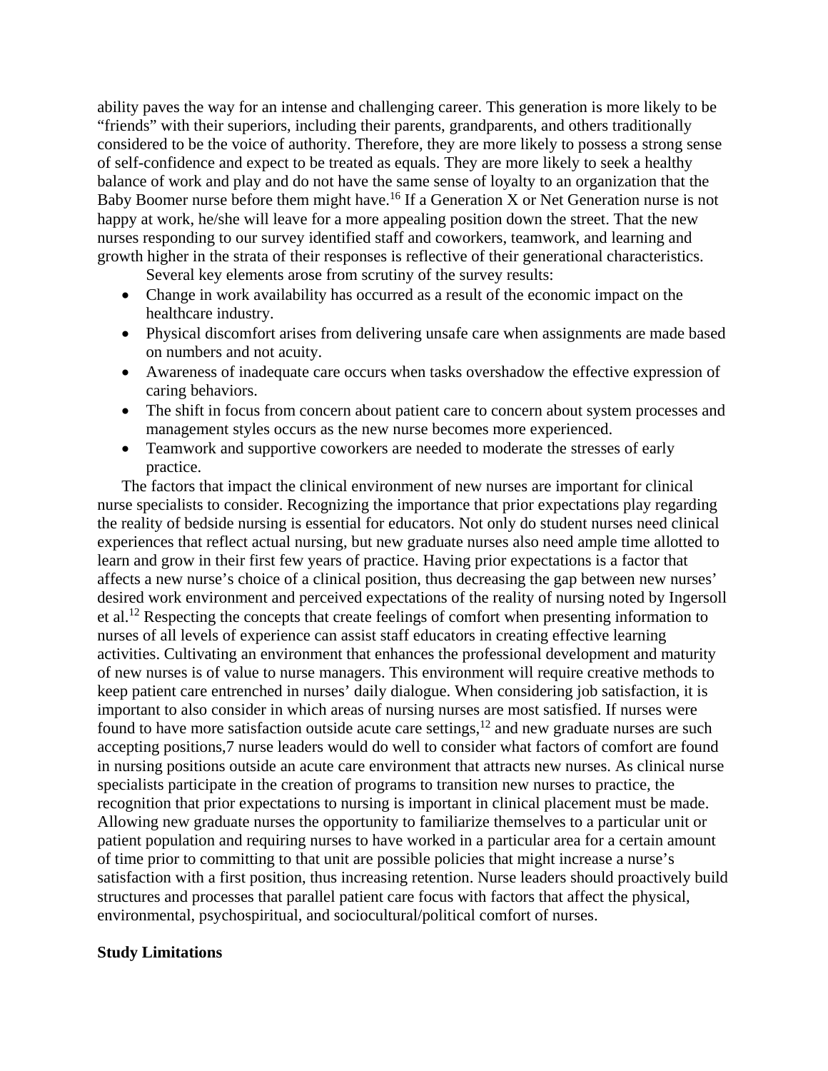ability paves the way for an intense and challenging career. This generation is more likely to be "friends" with their superiors, including their parents, grandparents, and others traditionally considered to be the voice of authority. Therefore, they are more likely to possess a strong sense of self-confidence and expect to be treated as equals. They are more likely to seek a healthy balance of work and play and do not have the same sense of loyalty to an organization that the Baby Boomer nurse before them might have.[16] If a Generation X or Net Generation nurse is not happy at work, he/she will leave for a more appealing position down the street. That the new nurses responding to our survey identified staff and coworkers, teamwork, and learning and growth higher in the strata of their responses is reflective of their generational characteristics.

Several key elements arose from scrutiny of the survey results:

- Change in work availability has occurred as a result of the economic impact on the healthcare industry.
- Physical discomfort arises from delivering unsafe care when assignments are made based on numbers and not acuity.
- Awareness of inadequate care occurs when tasks overshadow the effective expression of caring behaviors.
- The shift in focus from concern about patient care to concern about system processes and management styles occurs as the new nurse becomes more experienced.
- Teamwork and supportive coworkers are needed to moderate the stresses of early practice.

The factors that impact the clinical environment of new nurses are important for clinical nurse specialists to consider. Recognizing the importance that prior expectations play regarding the reality of bedside nursing is essential for educators. Not only do student nurses need clinical experiences that reflect actual nursing, but new graduate nurses also need ample time allotted to learn and grow in their first few years of practice. Having prior expectations is a factor that affects a new nurse's choice of a clinical position, thus decreasing the gap between new nurses' desired work environment and perceived expectations of the reality of nursing noted by Ingersoll et al.[12] Respecting the concepts that create feelings of comfort when presenting information to nurses of all levels of experience can assist staff educators in creating effective learning activities. Cultivating an environment that enhances the professional development and maturity of new nurses is of value to nurse managers. This environment will require creative methods to keep patient care entrenched in nurses' daily dialogue. When considering job satisfaction, it is important to also consider in which areas of nursing nurses are most satisfied. If nurses were found to have more satisfaction outside acute care settings,[12] and new graduate nurses are such accepting positions,7 nurse leaders would do well to consider what factors of comfort are found in nursing positions outside an acute care environment that attracts new nurses. As clinical nurse specialists participate in the creation of programs to transition new nurses to practice, the recognition that prior expectations to nursing is important in clinical placement must be made. Allowing new graduate nurses the opportunity to familiarize themselves to a particular unit or patient population and requiring nurses to have worked in a particular area for a certain amount of time prior to committing to that unit are possible policies that might increase a nurse's satisfaction with a first position, thus increasing retention. Nurse leaders should proactively build structures and processes that parallel patient care focus with factors that affect the physical, environmental, psychospiritual, and sociocultural/political comfort of nurses.

**Study Limitations**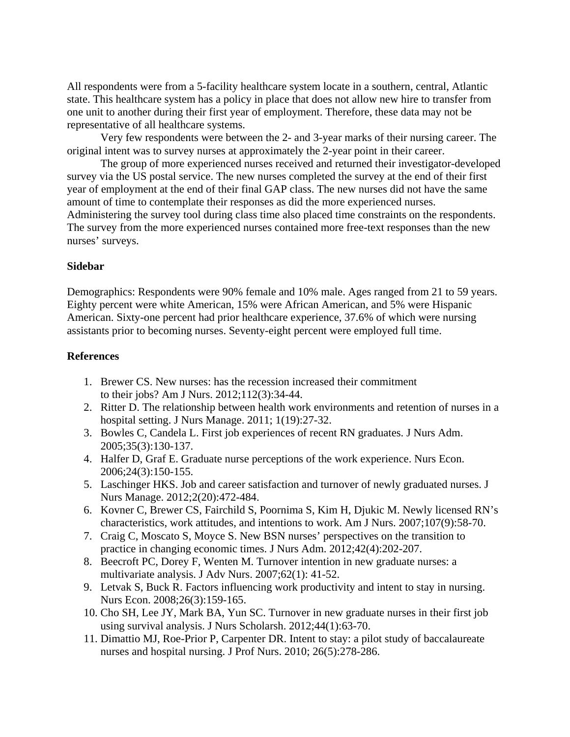All respondents were from a 5-facility healthcare system locate in a southern, central, Atlantic state. This healthcare system has a policy in place that does not allow new hire to transfer from one unit to another during their first year of employment. Therefore, these data may not be representative of all healthcare systems.

Very few respondents were between the 2- and 3-year marks of their nursing career. The original intent was to survey nurses at approximately the 2-year point in their career.

The group of more experienced nurses received and returned their investigator-developed survey via the US postal service. The new nurses completed the survey at the end of their first year of employment at the end of their final GAP class. The new nurses did not have the same amount of time to contemplate their responses as did the more experienced nurses. Administering the survey tool during class time also placed time constraints on the respondents. The survey from the more experienced nurses contained more free-text responses than the new nurses' surveys.

**Sidebar**

Demographics: Respondents were 90% female and 10% male. Ages ranged from 21 to 59 years. Eighty percent were white American, 15% were African American, and 5% were Hispanic American. Sixty-one percent had prior healthcare experience, 37.6% of which were nursing assistants prior to becoming nurses. Seventy-eight percent were employed full time.

**References**

1. Brewer CS. New nurses: has the recession increased their commitment to their jobs? Am J Nurs. 2012;112(3):34-44.
2. Ritter D. The relationship between health work environments and retention of nurses in a hospital setting. J Nurs Manage. 2011; 1(19):27-32.
3. Bowles C, Candela L. First job experiences of recent RN graduates. J Nurs Adm. 2005;35(3):130-137.
4. Halfer D, Graf E. Graduate nurse perceptions of the work experience. Nurs Econ. 2006;24(3):150-155.
5. Laschinger HKS. Job and career satisfaction and turnover of newly graduated nurses. J Nurs Manage. 2012;2(20):472-484.
6. Kovner C, Brewer CS, Fairchild S, Poornima S, Kim H, Djukic M. Newly licensed RN's characteristics, work attitudes, and intentions to work. Am J Nurs. 2007;107(9):58-70.
7. Craig C, Moscato S, Moyce S. New BSN nurses' perspectives on the transition to practice in changing economic times. J Nurs Adm. 2012;42(4):202-207.
8. Beecroft PC, Dorey F, Wenten M. Turnover intention in new graduate nurses: a multivariate analysis. J Adv Nurs. 2007;62(1): 41-52.
9. Letvak S, Buck R. Factors influencing work productivity and intent to stay in nursing. Nurs Econ. 2008;26(3):159-165.
10. Cho SH, Lee JY, Mark BA, Yun SC. Turnover in new graduate nurses in their first job using survival analysis. J Nurs Scholarsh. 2012;44(1):63-70.
11. Dimattio MJ, Roe-Prior P, Carpenter DR. Intent to stay: a pilot study of baccalaureate nurses and hospital nursing. J Prof Nurs. 2010; 26(5):278-286.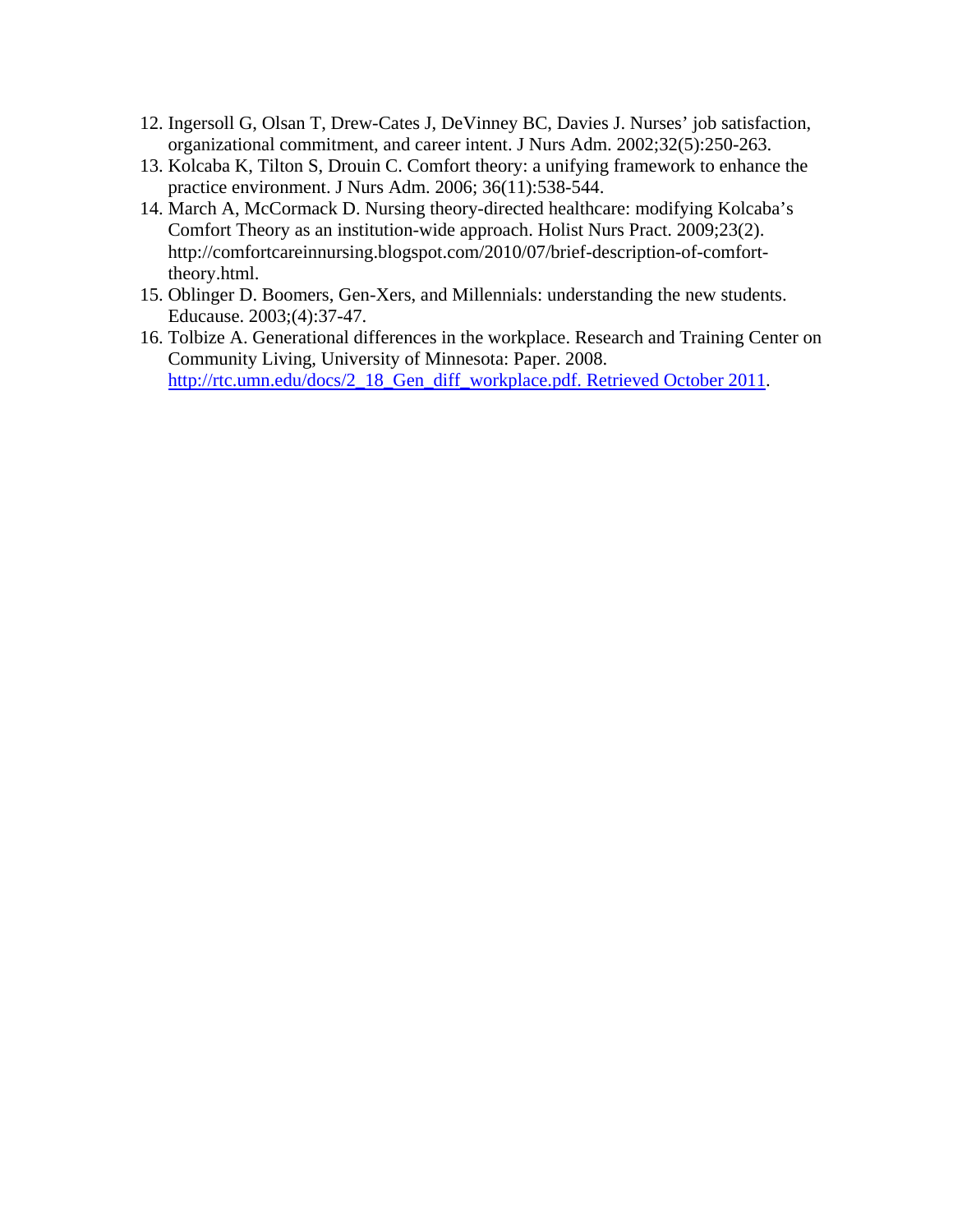12. Ingersoll G, Olsan T, Drew-Cates J, DeVinney BC, Davies J. Nurses' job satisfaction, organizational commitment, and career intent. J Nurs Adm. 2002;32(5):250-263.
13. Kolcaba K, Tilton S, Drouin C. Comfort theory: a unifying framework to enhance the practice environment. J Nurs Adm. 2006; 36(11):538-544.
14. March A, McCormack D. Nursing theory-directed healthcare: modifying Kolcaba's Comfort Theory as an institution-wide approach. Holist Nurs Pract. 2009;23(2). http://comfortcareinnursing.blogspot.com/2010/07/brief-description-of-comfort-theory.html.
15. Oblinger D. Boomers, Gen-Xers, and Millennials: understanding the new students. Educause. 2003;(4):37-47.
16. Tolbize A. Generational differences in the workplace. Research and Training Center on Community Living, University of Minnesota: Paper. 2008. http://rtc.umn.edu/docs/2_18_Gen_diff_workplace.pdf. Retrieved October 2011.